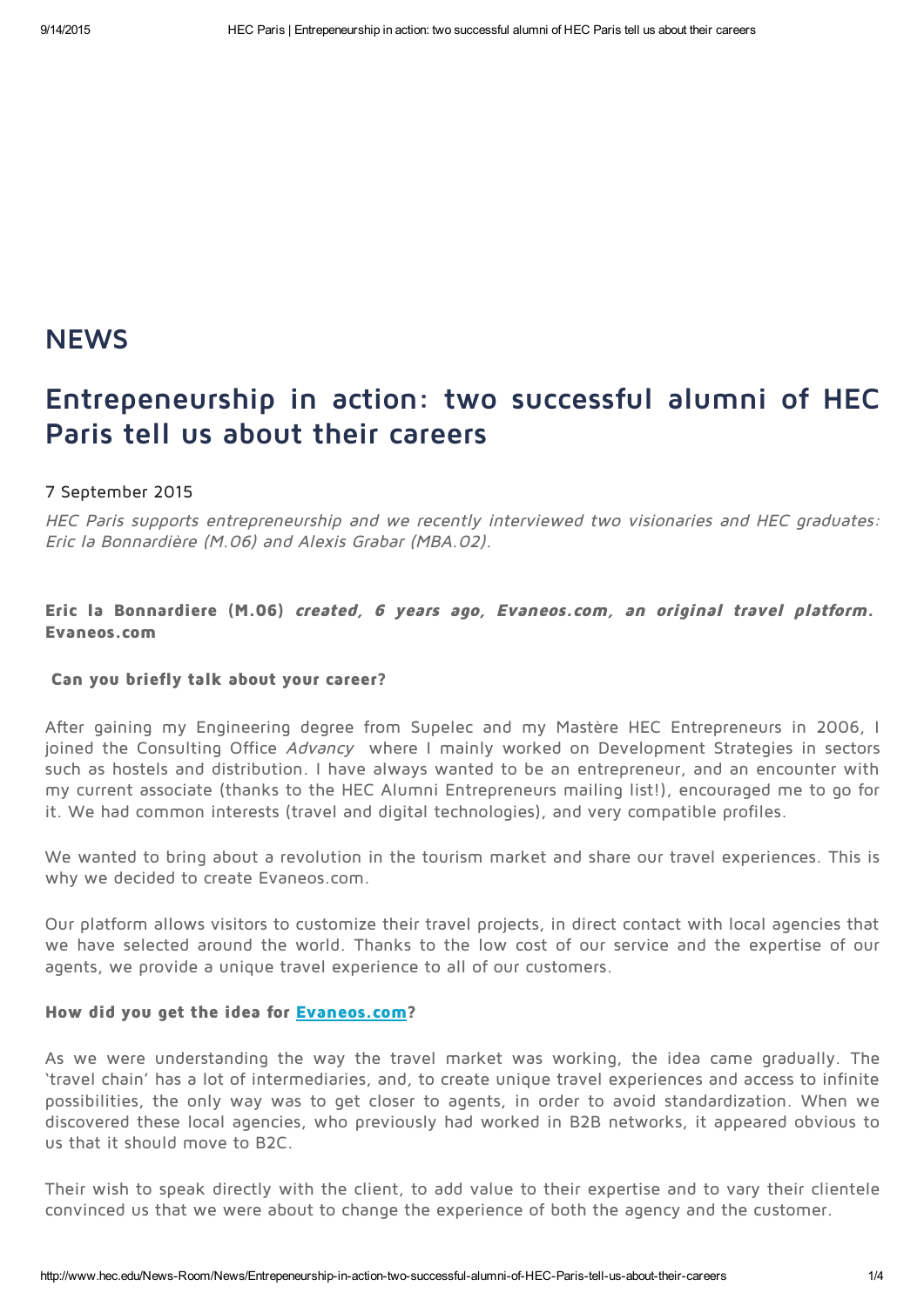# NEWS

## Entrepeneurship in action: two successful alumni of HEC Paris tell us about their careers

7 September 2015

*HEC Paris supports entrepreneurship and we recently interviewed two visionaries and HEC graduates: Eric la Bonnardière (M.06) and Alexis Grabar (MBA.02).*

**Eric la Bonnardiere (M.06)** ***created, 6 years ago, Evaneos.com, an original travel platform.*** **Evaneos.com**

**Can you briefly talk about your career?**

After gaining my Engineering degree from Supelec and my Mastère HEC Entrepreneurs in 2006, I joined the Consulting Office *Advancy* where I mainly worked on Development Strategies in sectors such as hostels and distribution. I have always wanted to be an entrepreneur, and an encounter with my current associate (thanks to the HEC Alumni Entrepreneurs mailing list!), encouraged me to go for it. We had common interests (travel and digital technologies), and very compatible profiles.

We wanted to bring about a revolution in the tourism market and share our travel experiences. This is why we decided to create Evaneos.com.

Our platform allows visitors to customize their travel projects, in direct contact with local agencies that we have selected around the world. Thanks to the low cost of our service and the expertise of our agents, we provide a unique travel experience to all of our customers.

**How did you get the idea for Evaneos.com?**

As we were understanding the way the travel market was working, the idea came gradually. The 'travel chain' has a lot of intermediaries, and, to create unique travel experiences and access to infinite possibilities, the only way was to get closer to agents, in order to avoid standardization. When we discovered these local agencies, who previously had worked in B2B networks, it appeared obvious to us that it should move to B2C.

Their wish to speak directly with the client, to add value to their expertise and to vary their clientele convinced us that we were about to change the experience of both the agency and the customer.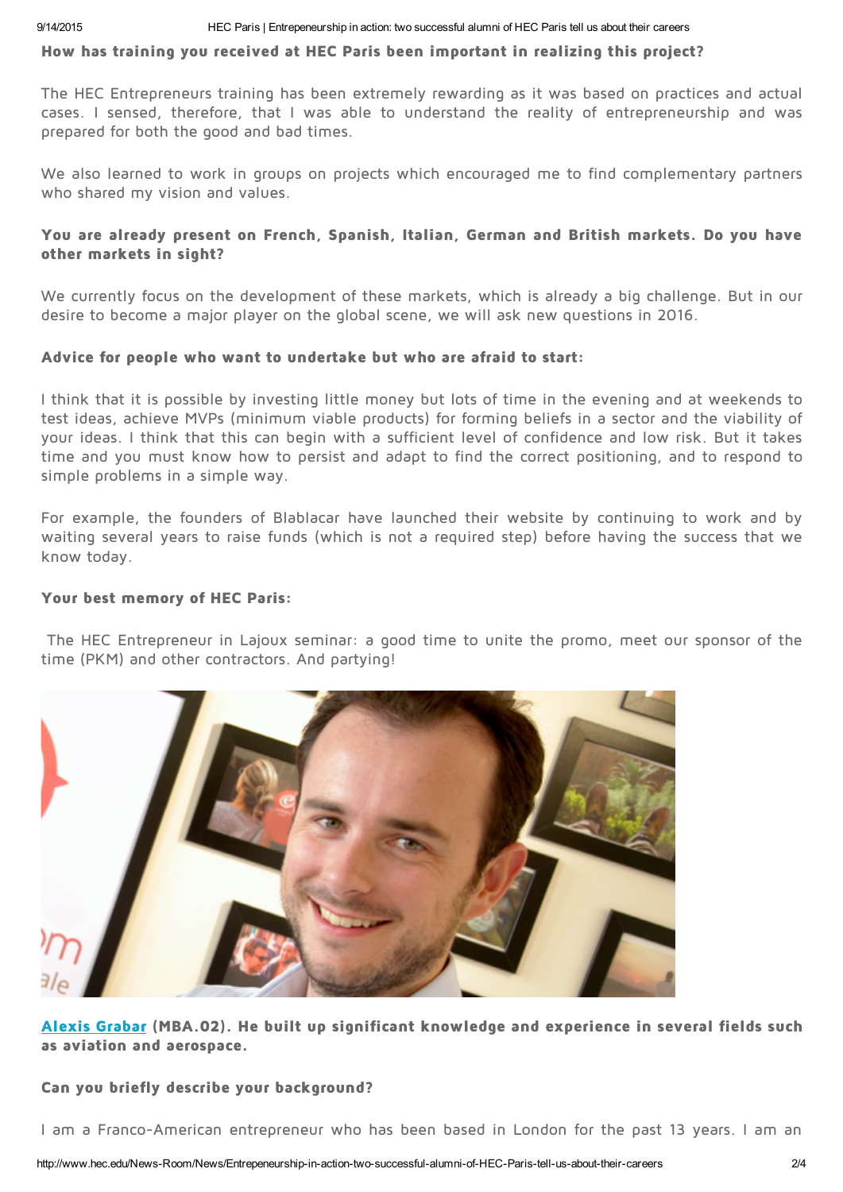**How has training you received at HEC Paris been important in realizing this project?**

The HEC Entrepreneurs training has been extremely rewarding as it was based on practices and actual cases. I sensed, therefore, that I was able to understand the reality of entrepreneurship and was prepared for both the good and bad times.

We also learned to work in groups on projects which encouraged me to find complementary partners who shared my vision and values.

**You are already present on French, Spanish, Italian, German and British markets. Do you have other markets in sight?**

We currently focus on the development of these markets, which is already a big challenge. But in our desire to become a major player on the global scene, we will ask new questions in 2016.

**Advice for people who want to undertake but who are afraid to start:**

I think that it is possible by investing little money but lots of time in the evening and at weekends to test ideas, achieve MVPs (minimum viable products) for forming beliefs in a sector and the viability of your ideas. I think that this can begin with a sufficient level of confidence and low risk. But it takes time and you must know how to persist and adapt to find the correct positioning, and to respond to simple problems in a simple way.

For example, the founders of Blablacar have launched their website by continuing to work and by waiting several years to raise funds (which is not a required step) before having the success that we know today.

**Your best memory of HEC Paris:**

The HEC Entrepreneur in Lajoux seminar: a good time to unite the promo, meet our sponsor of the time (PKM) and other contractors. And partying!

**[Alexis Grabar](#) (MBA.02). He built up significant knowledge and experience in several fields such as aviation and aerospace.**

**Can you briefly describe your background?**

I am a Franco-American entrepreneur who has been based in London for the past 13 years. I am an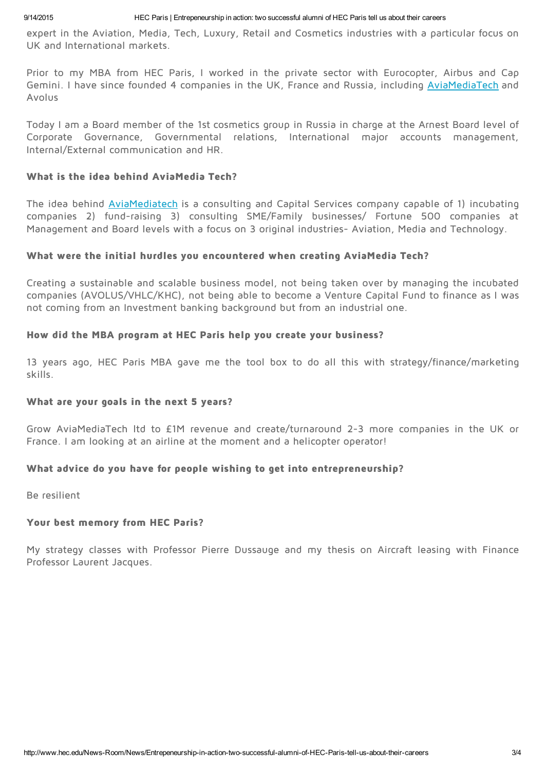expert in the Aviation, Media, Tech, Luxury, Retail and Cosmetics industries with a particular focus on UK and International markets.

Prior to my MBA from HEC Paris, I worked in the private sector with Eurocopter, Airbus and Cap Gemini. I have since founded 4 companies in the UK, France and Russia, including AviaMediaTech and Avolus

Today I am a Board member of the 1st cosmetics group in Russia in charge at the Arnest Board level of Corporate Governance, Governmental relations, International major accounts management, Internal/External communication and HR.

**What is the idea behind AviaMedia Tech?**

The idea behind AviaMediatech is a consulting and Capital Services company capable of 1) incubating companies 2) fund-raising 3) consulting SME/Family businesses/ Fortune 500 companies at Management and Board levels with a focus on 3 original industries- Aviation, Media and Technology.

**What were the initial hurdles you encountered when creating AviaMedia Tech?**

Creating a sustainable and scalable business model, not being taken over by managing the incubated companies (AVOLUS/VHLC/KHC), not being able to become a Venture Capital Fund to finance as I was not coming from an Investment banking background but from an industrial one.

**How did the MBA program at HEC Paris help you create your business?**

13 years ago, HEC Paris MBA gave me the tool box to do all this with strategy/finance/marketing skills.

**What are your goals in the next 5 years?**

Grow AviaMediaTech ltd to £1M revenue and create/turnaround 2-3 more companies in the UK or France. I am looking at an airline at the moment and a helicopter operator!

**What advice do you have for people wishing to get into entrepreneurship?**

Be resilient

**Your best memory from HEC Paris?**

My strategy classes with Professor Pierre Dussauge and my thesis on Aircraft leasing with Finance Professor Laurent Jacques.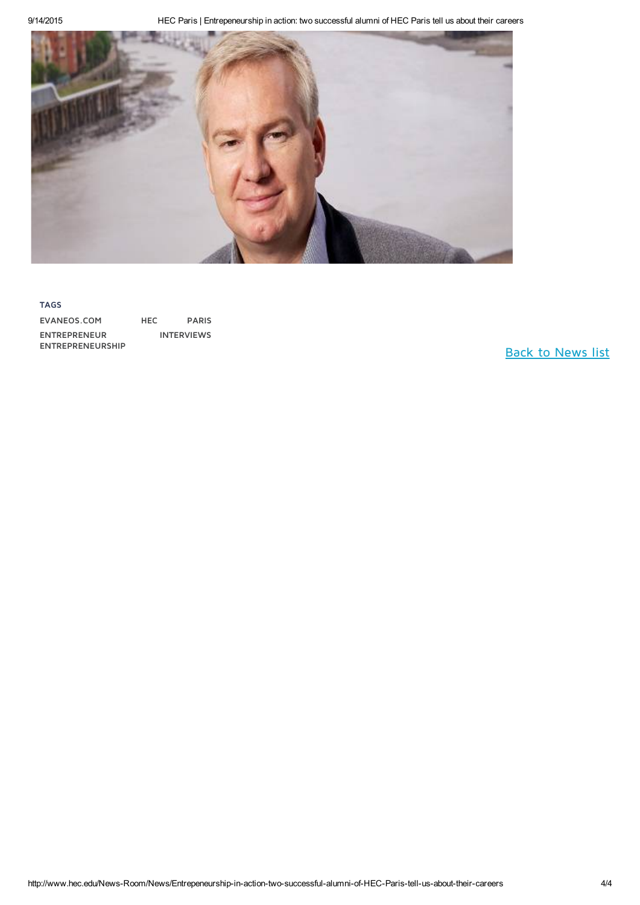TAGS

EVANEOS.COM HEC PARIS
ENTREPRENEUR INTERVIEWS
ENTREPRENEURSHIP

Back to News list